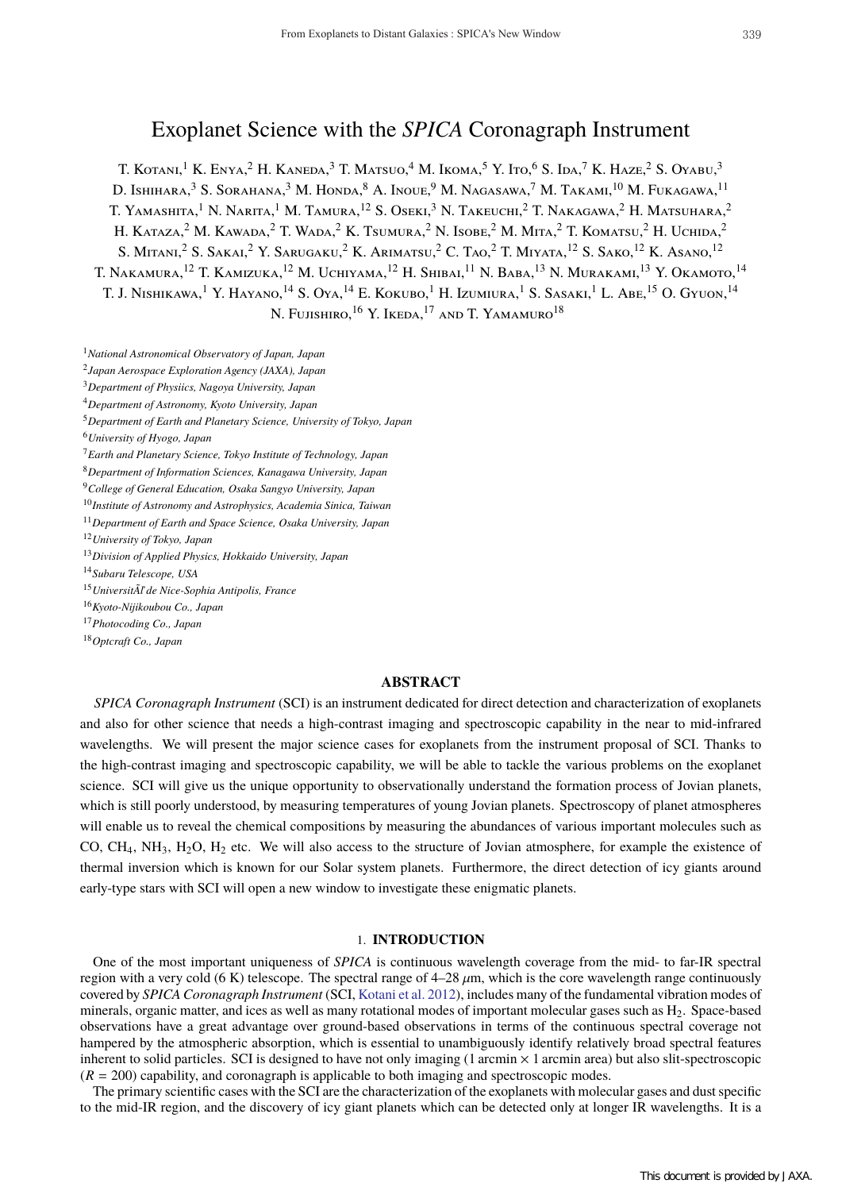# Exoplanet Science with the *SPICA* Coronagraph Instrument

T. Kotani,[1] K. Enya,[2] H. Kaneda,[3] T. Matsuo,[4] M. Ikoma,[5] Y. Ito,[6] S. Ida,[7] K. Haze,[2] S. Oyabu,[3] D. Ishihara,[3] S. Sorahana,[3] M. Honda,[8] A. Inoue,[9] M. Nagasawa,[7] M. Takami,[10] M. Fukagawa,[11] T. Yamashita,[1] N. Narita,[1] M. Tamura,[12] S. Oseki,[3] N. Takeuchi,[2] T. Nakagawa,[2] H. Matsuhara,[2] H. Kataza,[2] M. Kawada,[2] T. Wada,[2] K. Tsumura,[2] N. Isobe,[2] M. Mita,[2] T. Komatsu,[2] H. Uchida,[2] S. Mitani,[2] S. Sakai,[2] Y. Sarugaku,[2] K. Arimatsu,[2] C. Tao,[2] T. Miyata,[12] S. Sako,[12] K. Asano,[12] T. Nakamura,[12] T. Kamizuka,[12] M. Uchiyama,[12] H. Shibai,[11] N. Baba,[13] N. Murakami,[13] Y. Okamoto,[14] T. J. Nishikawa,[1] Y. Hayano,[14] S. Oya,[14] E. Kokubo,[1] H. Izumiura,[1] S. Sasaki,[1] L. Abe,[15] O. Gyuon,[14] N. Fujishiro,[16] Y. Ikeda,[17] and T. Yamamuro[18]

[1] *National Astronomical Observatory of Japan, Japan*
[2] *Japan Aerospace Exploration Agency (JAXA), Japan*
[3] *Department of Physiics, Nagoya University, Japan*
[4] *Department of Astronomy, Kyoto University, Japan*
[5] *Department of Earth and Planetary Science, University of Tokyo, Japan*
[6] *University of Hyogo, Japan*
[7] *Earth and Planetary Science, Tokyo Institute of Technology, Japan*
[8] *Department of Information Sciences, Kanagawa University, Japan*
[9] *College of General Education, Osaka Sangyo University, Japan*
[10] *Institute of Astronomy and Astrophysics, Academia Sinica, Taiwan*
[11] *Department of Earth and Space Science, Osaka University, Japan*
[12] *University of Tokyo, Japan*
[13] *Division of Applied Physics, Hokkaido University, Japan*
[14] *Subaru Telescope, USA*
[15] *UniversitÃl' de Nice-Sophia Antipolis, France*
[16] *Kyoto-Nijikoubou Co., Japan*
[17] *Photocoding Co., Japan*
[18] *Optcraft Co., Japan*

## ABSTRACT

*SPICA Coronagraph Instrument* (SCI) is an instrument dedicated for direct detection and characterization of exoplanets and also for other science that needs a high-contrast imaging and spectroscopic capability in the near to mid-infrared wavelengths. We will present the major science cases for exoplanets from the instrument proposal of SCI. Thanks to the high-contrast imaging and spectroscopic capability, we will be able to tackle the various problems on the exoplanet science. SCI will give us the unique opportunity to observationally understand the formation process of Jovian planets, which is still poorly understood, by measuring temperatures of young Jovian planets. Spectroscopy of planet atmospheres will enable us to reveal the chemical compositions by measuring the abundances of various important molecules such as CO, $CH_4$, $NH_3$, $H_2O$, $H_2$ etc. We will also access to the structure of Jovian atmosphere, for example the existence of thermal inversion which is known for our Solar system planets. Furthermore, the direct detection of icy giants around early-type stars with SCI will open a new window to investigate these enigmatic planets.

## 1. INTRODUCTION

One of the most important uniqueness of *SPICA* is continuous wavelength coverage from the mid- to far-IR spectral region with a very cold (6 K) telescope. The spectral range of 4–28 $\mu$m, which is the core wavelength range continuously covered by *SPICA Coronagraph Instrument* (SCI, Kotani et al. 2012), includes many of the fundamental vibration modes of minerals, organic matter, and ices as well as many rotational modes of important molecular gases such as $H_2$. Space-based observations have a great advantage over ground-based observations in terms of the continuous spectral coverage not hampered by the atmospheric absorption, which is essential to unambiguously identify relatively broad spectral features inherent to solid particles. SCI is designed to have not only imaging (1 arcmin × 1 arcmin area) but also slit-spectroscopic ($R = 200$) capability, and coronagraph is applicable to both imaging and spectroscopic modes.

The primary scientific cases with the SCI are the characterization of the exoplanets with molecular gases and dust specific to the mid-IR region, and the discovery of icy giant planets which can be detected only at longer IR wavelengths. It is a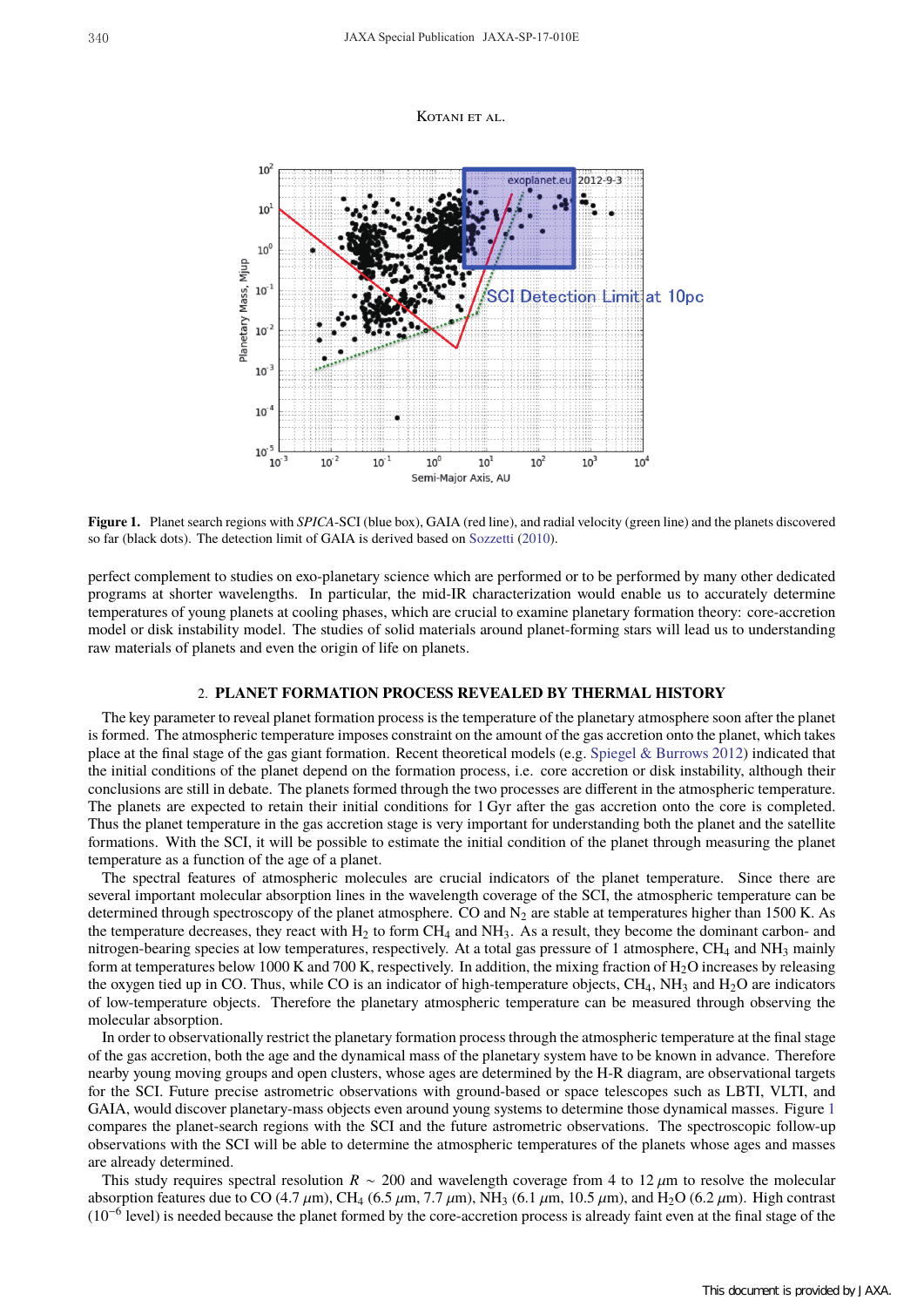**Figure 1.** Planet search regions with *SPICA*-SCI (blue box), GAIA (red line), and radial velocity (green line) and the planets discovered so far (black dots). The detection limit of GAIA is derived based on Sozzetti (2010).

perfect complement to studies on exo-planetary science which are performed or to be performed by many other dedicated programs at shorter wavelengths. In particular, the mid-IR characterization would enable us to accurately determine temperatures of young planets at cooling phases, which are crucial to examine planetary formation theory: core-accretion model or disk instability model. The studies of solid materials around planet-forming stars will lead us to understanding raw materials of planets and even the origin of life on planets.

## 2. PLANET FORMATION PROCESS REVEALED BY THERMAL HISTORY

The key parameter to reveal planet formation process is the temperature of the planetary atmosphere soon after the planet is formed. The atmospheric temperature imposes constraint on the amount of the gas accretion onto the planet, which takes place at the final stage of the gas giant formation. Recent theoretical models (e.g. Spiegel & Burrows 2012) indicated that the initial conditions of the planet depend on the formation process, i.e. core accretion or disk instability, although their conclusions are still in debate. The planets formed through the two processes are different in the atmospheric temperature. The planets are expected to retain their initial conditions for 1 Gyr after the gas accretion onto the core is completed. Thus the planet temperature in the gas accretion stage is very important for understanding both the planet and the satellite formations. With the SCI, it will be possible to estimate the initial condition of the planet through measuring the planet temperature as a function of the age of a planet.

The spectral features of atmospheric molecules are crucial indicators of the planet temperature. Since there are several important molecular absorption lines in the wavelength coverage of the SCI, the atmospheric temperature can be determined through spectroscopy of the planet atmosphere. CO and $N_2$ are stable at temperatures higher than 1500 K. As the temperature decreases, they react with $H_2$ to form $CH_4$ and $NH_3$. As a result, they become the dominant carbon- and nitrogen-bearing species at low temperatures, respectively. At a total gas pressure of 1 atmosphere, $CH_4$ and $NH_3$ mainly form at temperatures below 1000 K and 700 K, respectively. In addition, the mixing fraction of $H_2O$ increases by releasing the oxygen tied up in CO. Thus, while CO is an indicator of high-temperature objects, $CH_4$, $NH_3$ and $H_2O$ are indicators of low-temperature objects. Therefore the planetary atmospheric temperature can be measured through observing the molecular absorption.

In order to observationally restrict the planetary formation process through the atmospheric temperature at the final stage of the gas accretion, both the age and the dynamical mass of the planetary system have to be known in advance. Therefore nearby young moving groups and open clusters, whose ages are determined by the H-R diagram, are observational targets for the SCI. Future precise astrometric observations with ground-based or space telescopes such as LBTI, VLTI, and GAIA, would discover planetary-mass objects even around young systems to determine those dynamical masses. Figure 1 compares the planet-search regions with the SCI and the future astrometric observations. The spectroscopic follow-up observations with the SCI will be able to determine the atmospheric temperatures of the planets whose ages and masses are already determined.

This study requires spectral resolution $R \sim 200$ and wavelength coverage from 4 to 12 $\mu$m to resolve the molecular absorption features due to CO (4.7 $\mu$m), $CH_4$ (6.5 $\mu$m, 7.7 $\mu$m), $NH_3$ (6.1 $\mu$m, 10.5 $\mu$m), and $H_2O$ (6.2 $\mu$m). High contrast ($10^{-6}$ level) is needed because the planet formed by the core-accretion process is already faint even at the final stage of the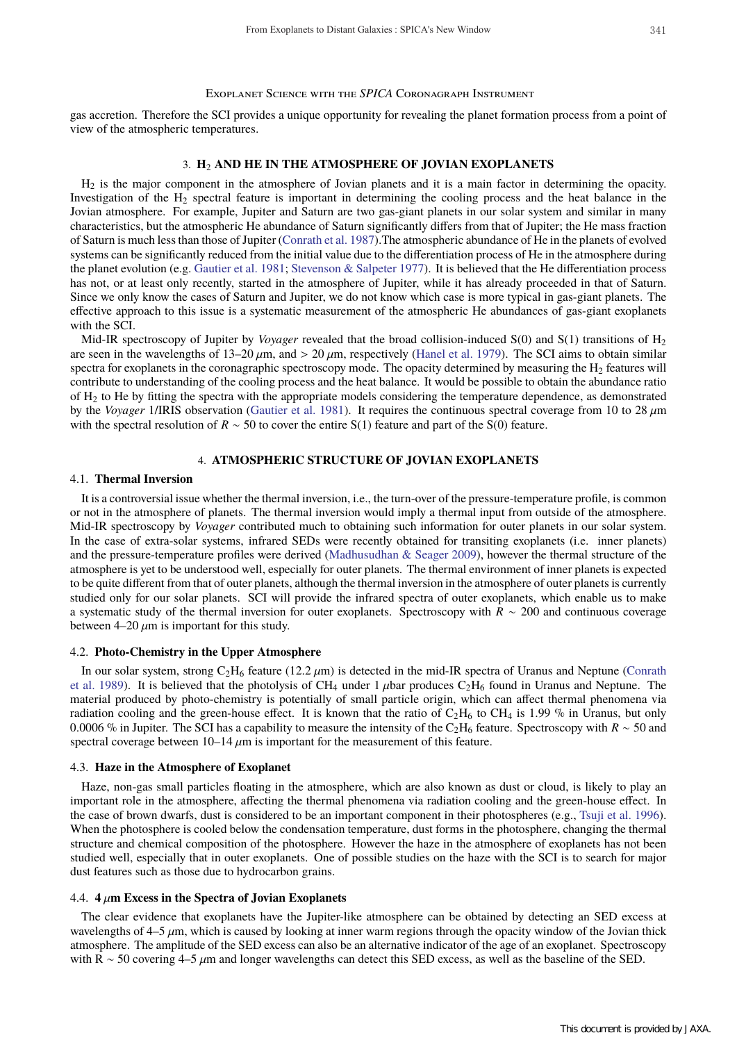gas accretion. Therefore the SCI provides a unique opportunity for revealing the planet formation process from a point of view of the atmospheric temperatures.

## 3. $H_2$ AND HE IN THE ATMOSPHERE OF JOVIAN EXOPLANETS

$H_2$ is the major component in the atmosphere of Jovian planets and it is a main factor in determining the opacity. Investigation of the $H_2$ spectral feature is important in determining the cooling process and the heat balance in the Jovian atmosphere. For example, Jupiter and Saturn are two gas-giant planets in our solar system and similar in many characteristics, but the atmospheric He abundance of Saturn significantly differs from that of Jupiter; the He mass fraction of Saturn is much less than those of Jupiter (Conrath et al. 1987).The atmospheric abundance of He in the planets of evolved systems can be significantly reduced from the initial value due to the differentiation process of He in the atmosphere during the planet evolution (e.g. Gautier et al. 1981; Stevenson & Salpeter 1977). It is believed that the He differentiation process has not, or at least only recently, started in the atmosphere of Jupiter, while it has already proceeded in that of Saturn. Since we only know the cases of Saturn and Jupiter, we do not know which case is more typical in gas-giant planets. The effective approach to this issue is a systematic measurement of the atmospheric He abundances of gas-giant exoplanets with the SCI.

Mid-IR spectroscopy of Jupiter by *Voyager* revealed that the broad collision-induced S(0) and S(1) transitions of $H_2$ are seen in the wavelengths of 13–20 $\mu$m, and > 20 $\mu$m, respectively (Hanel et al. 1979). The SCI aims to obtain similar spectra for exoplanets in the coronagraphic spectroscopy mode. The opacity determined by measuring the $H_2$ features will contribute to understanding of the cooling process and the heat balance. It would be possible to obtain the abundance ratio of $H_2$ to He by fitting the spectra with the appropriate models considering the temperature dependence, as demonstrated by the *Voyager* 1/IRIS observation (Gautier et al. 1981). It requires the continuous spectral coverage from 10 to 28 $\mu$m with the spectral resolution of $R \sim 50$ to cover the entire S(1) feature and part of the S(0) feature.

## 4. ATMOSPHERIC STRUCTURE OF JOVIAN EXOPLANETS

### 4.1. Thermal Inversion

It is a controversial issue whether the thermal inversion, i.e., the turn-over of the pressure-temperature profile, is common or not in the atmosphere of planets. The thermal inversion would imply a thermal input from outside of the atmosphere. Mid-IR spectroscopy by *Voyager* contributed much to obtaining such information for outer planets in our solar system. In the case of extra-solar systems, infrared SEDs were recently obtained for transiting exoplanets (i.e. inner planets) and the pressure-temperature profiles were derived (Madhusudhan & Seager 2009), however the thermal structure of the atmosphere is yet to be understood well, especially for outer planets. The thermal environment of inner planets is expected to be quite different from that of outer planets, although the thermal inversion in the atmosphere of outer planets is currently studied only for our solar planets. SCI will provide the infrared spectra of outer exoplanets, which enable us to make a systematic study of the thermal inversion for outer exoplanets. Spectroscopy with $R \sim 200$ and continuous coverage between 4–20 $\mu$m is important for this study.

### 4.2. Photo-Chemistry in the Upper Atmosphere

In our solar system, strong $C_2H_6$ feature (12.2 $\mu$m) is detected in the mid-IR spectra of Uranus and Neptune (Conrath et al. 1989). It is believed that the photolysis of $CH_4$ under 1 $\mu$bar produces $C_2H_6$ found in Uranus and Neptune. The material produced by photo-chemistry is potentially of small particle origin, which can affect thermal phenomena via radiation cooling and the green-house effect. It is known that the ratio of $C_2H_6$ to $CH_4$ is 1.99 % in Uranus, but only 0.0006 % in Jupiter. The SCI has a capability to measure the intensity of the $C_2H_6$ feature. Spectroscopy with $R \sim 50$ and spectral coverage between 10–14 $\mu$m is important for the measurement of this feature.

### 4.3. Haze in the Atmosphere of Exoplanet

Haze, non-gas small particles floating in the atmosphere, which are also known as dust or cloud, is likely to play an important role in the atmosphere, affecting the thermal phenomena via radiation cooling and the green-house effect. In the case of brown dwarfs, dust is considered to be an important component in their photospheres (e.g., Tsuji et al. 1996). When the photosphere is cooled below the condensation temperature, dust forms in the photosphere, changing the thermal structure and chemical composition of the photosphere. However the haze in the atmosphere of exoplanets has not been studied well, especially that in outer exoplanets. One of possible studies on the haze with the SCI is to search for major dust features such as those due to hydrocarbon grains.

### 4.4. 4 $\mu$m Excess in the Spectra of Jovian Exoplanets

The clear evidence that exoplanets have the Jupiter-like atmosphere can be obtained by detecting an SED excess at wavelengths of 4–5 $\mu$m, which is caused by looking at inner warm regions through the opacity window of the Jovian thick atmosphere. The amplitude of the SED excess can also be an alternative indicator of the age of an exoplanet. Spectroscopy with R $\sim$ 50 covering 4–5 $\mu$m and longer wavelengths can detect this SED excess, as well as the baseline of the SED.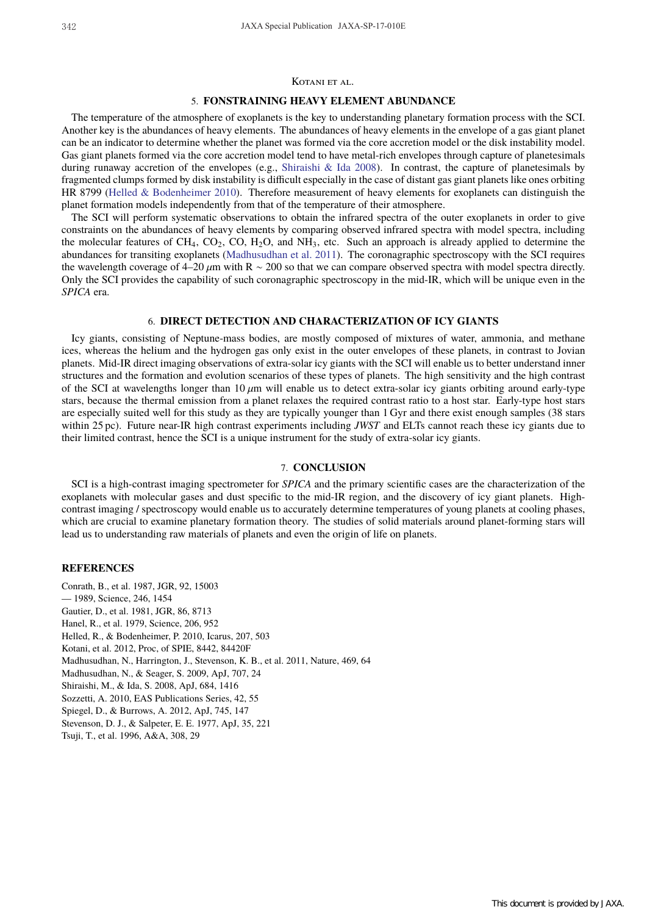## 5. FONSTRAINING HEAVY ELEMENT ABUNDANCE

The temperature of the atmosphere of exoplanets is the key to understanding planetary formation process with the SCI. Another key is the abundances of heavy elements. The abundances of heavy elements in the envelope of a gas giant planet can be an indicator to determine whether the planet was formed via the core accretion model or the disk instability model. Gas giant planets formed via the core accretion model tend to have metal-rich envelopes through capture of planetesimals during runaway accretion of the envelopes (e.g., Shiraishi & Ida 2008). In contrast, the capture of planetesimals by fragmented clumps formed by disk instability is difficult especially in the case of distant gas giant planets like ones orbiting HR 8799 (Helled & Bodenheimer 2010). Therefore measurement of heavy elements for exoplanets can distinguish the planet formation models independently from that of the temperature of their atmosphere.

The SCI will perform systematic observations to obtain the infrared spectra of the outer exoplanets in order to give constraints on the abundances of heavy elements by comparing observed infrared spectra with model spectra, including the molecular features of $CH_4$, $CO_2$, CO, $H_2O$, and $NH_3$, etc. Such an approach is already applied to determine the abundances for transiting exoplanets (Madhusudhan et al. 2011). The coronagraphic spectroscopy with the SCI requires the wavelength coverage of 4–20 $\mu$m with R $\sim$ 200 so that we can compare observed spectra with model spectra directly. Only the SCI provides the capability of such coronagraphic spectroscopy in the mid-IR, which will be unique even in the *SPICA* era.

## 6. DIRECT DETECTION AND CHARACTERIZATION OF ICY GIANTS

Icy giants, consisting of Neptune-mass bodies, are mostly composed of mixtures of water, ammonia, and methane ices, whereas the helium and the hydrogen gas only exist in the outer envelopes of these planets, in contrast to Jovian planets. Mid-IR direct imaging observations of extra-solar icy giants with the SCI will enable us to better understand inner structures and the formation and evolution scenarios of these types of planets. The high sensitivity and the high contrast of the SCI at wavelengths longer than 10 $\mu$m will enable us to detect extra-solar icy giants orbiting around early-type stars, because the thermal emission from a planet relaxes the required contrast ratio to a host star. Early-type host stars are especially suited well for this study as they are typically younger than 1 Gyr and there exist enough samples (38 stars within 25 pc). Future near-IR high contrast experiments including *JWST* and ELTs cannot reach these icy giants due to their limited contrast, hence the SCI is a unique instrument for the study of extra-solar icy giants.

## 7. CONCLUSION

SCI is a high-contrast imaging spectrometer for *SPICA* and the primary scientific cases are the characterization of the exoplanets with molecular gases and dust specific to the mid-IR region, and the discovery of icy giant planets. High-contrast imaging / spectroscopy would enable us to accurately determine temperatures of young planets at cooling phases, which are crucial to examine planetary formation theory. The studies of solid materials around planet-forming stars will lead us to understanding raw materials of planets and even the origin of life on planets.

## REFERENCES

Conrath, B., et al. 1987, JGR, 92, 15003
— 1989, Science, 246, 1454
Gautier, D., et al. 1981, JGR, 86, 8713
Hanel, R., et al. 1979, Science, 206, 952
Helled, R., & Bodenheimer, P. 2010, Icarus, 207, 503
Kotani, et al. 2012, Proc, of SPIE, 8442, 84420F
Madhusudhan, N., Harrington, J., Stevenson, K. B., et al. 2011, Nature, 469, 64
Madhusudhan, N., & Seager, S. 2009, ApJ, 707, 24
Shiraishi, M., & Ida, S. 2008, ApJ, 684, 1416
Sozzetti, A. 2010, EAS Publications Series, 42, 55
Spiegel, D., & Burrows, A. 2012, ApJ, 745, 147
Stevenson, D. J., & Salpeter, E. E. 1977, ApJ, 35, 221
Tsuji, T., et al. 1996, A&A, 308, 29